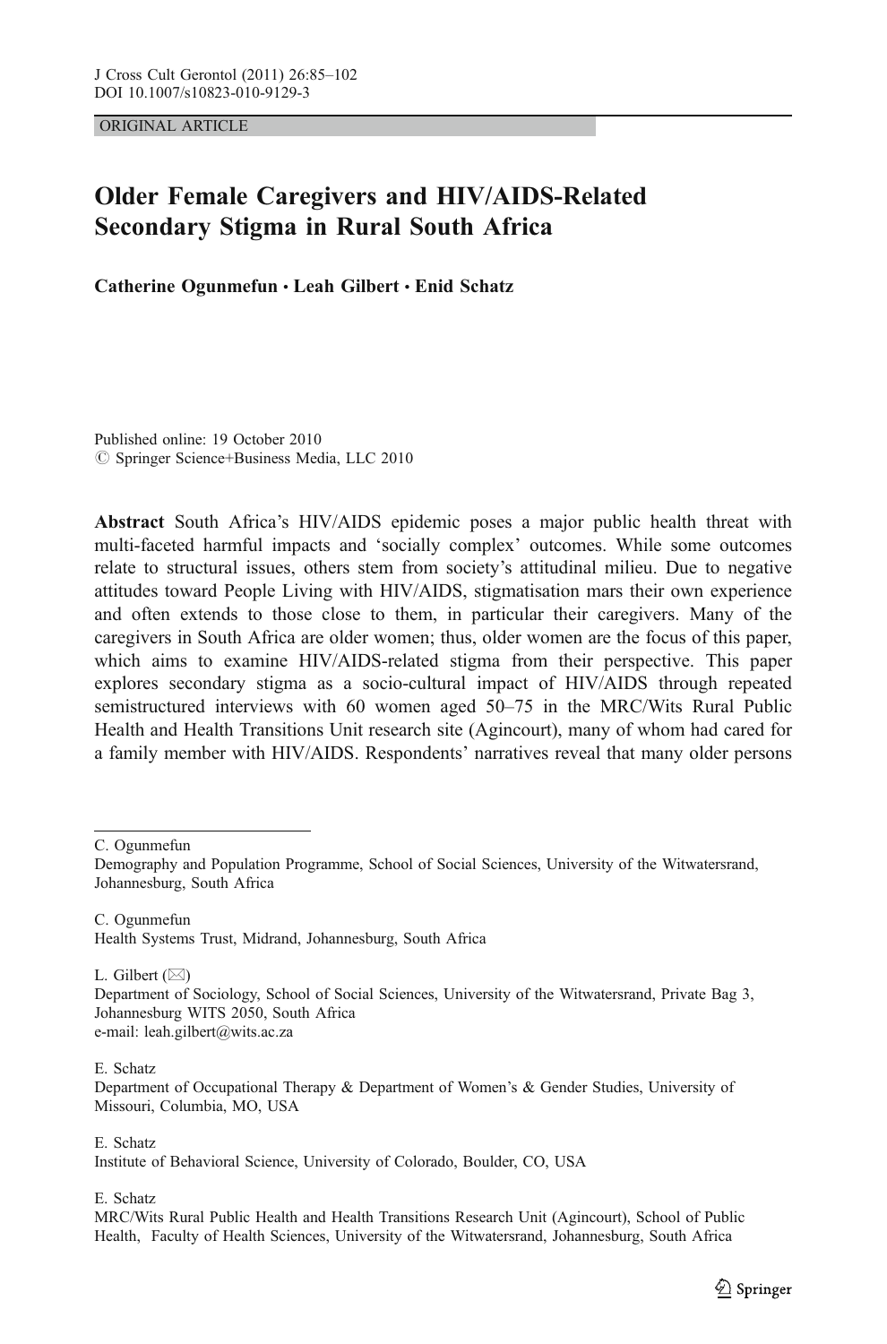ORIGINAL ARTICLE

# Older Female Caregivers and HIV/AIDS-Related Secondary Stigma in Rural South Africa

**Catherine Ogunmefun · Leah Gilbert · Enid Schatz**

Published online: 19 October 2010
© Springer Science+Business Media, LLC 2010

**Abstract** South Africa's HIV/AIDS epidemic poses a major public health threat with multi-faceted harmful impacts and 'socially complex' outcomes. While some outcomes relate to structural issues, others stem from society's attitudinal milieu. Due to negative attitudes toward People Living with HIV/AIDS, stigmatisation mars their own experience and often extends to those close to them, in particular their caregivers. Many of the caregivers in South Africa are older women; thus, older women are the focus of this paper, which aims to examine HIV/AIDS-related stigma from their perspective. This paper explores secondary stigma as a socio-cultural impact of HIV/AIDS through repeated semistructured interviews with 60 women aged 50–75 in the MRC/Wits Rural Public Health and Health Transitions Unit research site (Agincourt), many of whom had cared for a family member with HIV/AIDS. Respondents' narratives reveal that many older persons

---

C. Ogunmefun
Demography and Population Programme, School of Social Sciences, University of the Witwatersrand, Johannesburg, South Africa

C. Ogunmefun
Health Systems Trust, Midrand, Johannesburg, South Africa

L. Gilbert (✉)
Department of Sociology, School of Social Sciences, University of the Witwatersrand, Private Bag 3, Johannesburg WITS 2050, South Africa
e-mail: leah.gilbert@wits.ac.za

E. Schatz
Department of Occupational Therapy & Department of Women's & Gender Studies, University of Missouri, Columbia, MO, USA

E. Schatz
Institute of Behavioral Science, University of Colorado, Boulder, CO, USA

E. Schatz
MRC/Wits Rural Public Health and Health Transitions Research Unit (Agincourt), School of Public Health, Faculty of Health Sciences, University of the Witwatersrand, Johannesburg, South Africa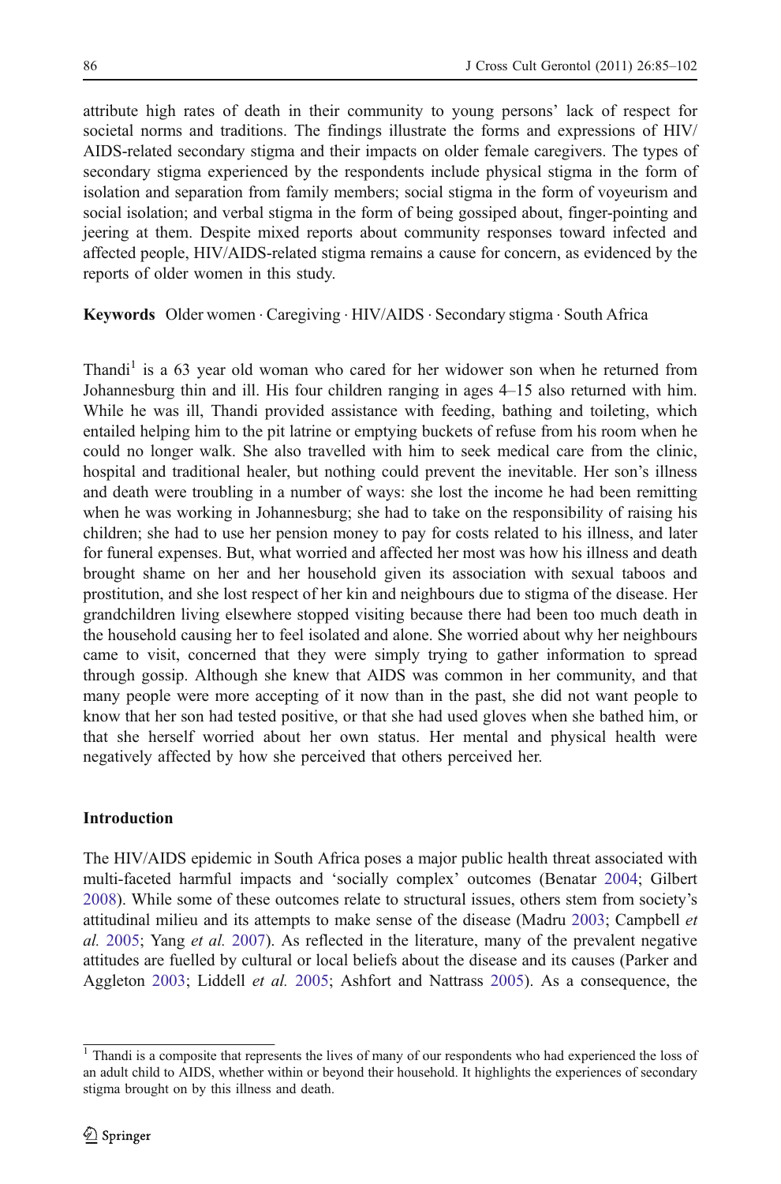attribute high rates of death in their community to young persons' lack of respect for societal norms and traditions. The findings illustrate the forms and expressions of HIV/AIDS-related secondary stigma and their impacts on older female caregivers. The types of secondary stigma experienced by the respondents include physical stigma in the form of isolation and separation from family members; social stigma in the form of voyeurism and social isolation; and verbal stigma in the form of being gossiped about, finger-pointing and jeering at them. Despite mixed reports about community responses toward infected and affected people, HIV/AIDS-related stigma remains a cause for concern, as evidenced by the reports of older women in this study.

**Keywords** Older women · Caregiving · HIV/AIDS · Secondary stigma · South Africa

Thandi[1] is a 63 year old woman who cared for her widower son when he returned from Johannesburg thin and ill. His four children ranging in ages 4–15 also returned with him. While he was ill, Thandi provided assistance with feeding, bathing and toileting, which entailed helping him to the pit latrine or emptying buckets of refuse from his room when he could no longer walk. She also travelled with him to seek medical care from the clinic, hospital and traditional healer, but nothing could prevent the inevitable. Her son's illness and death were troubling in a number of ways: she lost the income he had been remitting when he was working in Johannesburg; she had to take on the responsibility of raising his children; she had to use her pension money to pay for costs related to his illness, and later for funeral expenses. But, what worried and affected her most was how his illness and death brought shame on her and her household given its association with sexual taboos and prostitution, and she lost respect of her kin and neighbours due to stigma of the disease. Her grandchildren living elsewhere stopped visiting because there had been too much death in the household causing her to feel isolated and alone. She worried about why her neighbours came to visit, concerned that they were simply trying to gather information to spread through gossip. Although she knew that AIDS was common in her community, and that many people were more accepting of it now than in the past, she did not want people to know that her son had tested positive, or that she had used gloves when she bathed him, or that she herself worried about her own status. Her mental and physical health were negatively affected by how she perceived that others perceived her.

## Introduction

The HIV/AIDS epidemic in South Africa poses a major public health threat associated with multi-faceted harmful impacts and 'socially complex' outcomes (Benatar 2004; Gilbert 2008). While some of these outcomes relate to structural issues, others stem from society's attitudinal milieu and its attempts to make sense of the disease (Madru 2003; Campbell *et al.* 2005; Yang *et al.* 2007). As reflected in the literature, many of the prevalent negative attitudes are fuelled by cultural or local beliefs about the disease and its causes (Parker and Aggleton 2003; Liddell *et al.* 2005; Ashfort and Nattrass 2005). As a consequence, the

[1] Thandi is a composite that represents the lives of many of our respondents who had experienced the loss of an adult child to AIDS, whether within or beyond their household. It highlights the experiences of secondary stigma brought on by this illness and death.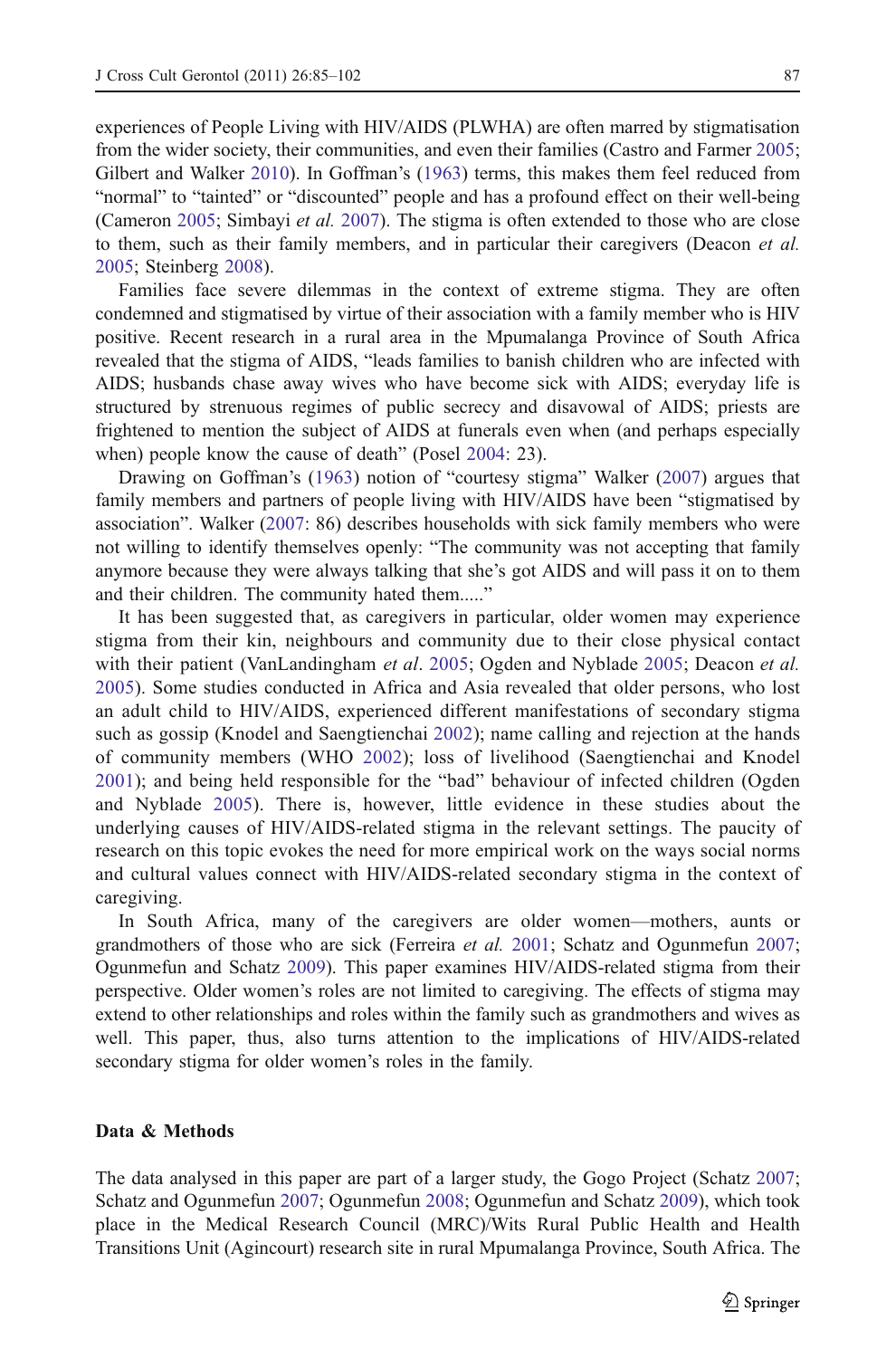experiences of People Living with HIV/AIDS (PLWHA) are often marred by stigmatisation from the wider society, their communities, and even their families (Castro and Farmer 2005; Gilbert and Walker 2010). In Goffman's (1963) terms, this makes them feel reduced from "normal" to "tainted" or "discounted" people and has a profound effect on their well-being (Cameron 2005; Simbayi *et al.* 2007). The stigma is often extended to those who are close to them, such as their family members, and in particular their caregivers (Deacon *et al.* 2005; Steinberg 2008).

Families face severe dilemmas in the context of extreme stigma. They are often condemned and stigmatised by virtue of their association with a family member who is HIV positive. Recent research in a rural area in the Mpumalanga Province of South Africa revealed that the stigma of AIDS, "leads families to banish children who are infected with AIDS; husbands chase away wives who have become sick with AIDS; everyday life is structured by strenuous regimes of public secrecy and disavowal of AIDS; priests are frightened to mention the subject of AIDS at funerals even when (and perhaps especially when) people know the cause of death" (Posel 2004: 23).

Drawing on Goffman's (1963) notion of "courtesy stigma" Walker (2007) argues that family members and partners of people living with HIV/AIDS have been "stigmatised by association". Walker (2007: 86) describes households with sick family members who were not willing to identify themselves openly: "The community was not accepting that family anymore because they were always talking that she's got AIDS and will pass it on to them and their children. The community hated them....."

It has been suggested that, as caregivers in particular, older women may experience stigma from their kin, neighbours and community due to their close physical contact with their patient (VanLandingham *et al*. 2005; Ogden and Nyblade 2005; Deacon *et al.* 2005). Some studies conducted in Africa and Asia revealed that older persons, who lost an adult child to HIV/AIDS, experienced different manifestations of secondary stigma such as gossip (Knodel and Saengtienchai 2002); name calling and rejection at the hands of community members (WHO 2002); loss of livelihood (Saengtienchai and Knodel 2001); and being held responsible for the "bad" behaviour of infected children (Ogden and Nyblade 2005). There is, however, little evidence in these studies about the underlying causes of HIV/AIDS-related stigma in the relevant settings. The paucity of research on this topic evokes the need for more empirical work on the ways social norms and cultural values connect with HIV/AIDS-related secondary stigma in the context of caregiving.

In South Africa, many of the caregivers are older women—mothers, aunts or grandmothers of those who are sick (Ferreira *et al.* 2001; Schatz and Ogunmefun 2007; Ogunmefun and Schatz 2009). This paper examines HIV/AIDS-related stigma from their perspective. Older women's roles are not limited to caregiving. The effects of stigma may extend to other relationships and roles within the family such as grandmothers and wives as well. This paper, thus, also turns attention to the implications of HIV/AIDS-related secondary stigma for older women's roles in the family.

## Data & Methods

The data analysed in this paper are part of a larger study, the Gogo Project (Schatz 2007; Schatz and Ogunmefun 2007; Ogunmefun 2008; Ogunmefun and Schatz 2009), which took place in the Medical Research Council (MRC)/Wits Rural Public Health and Health Transitions Unit (Agincourt) research site in rural Mpumalanga Province, South Africa. The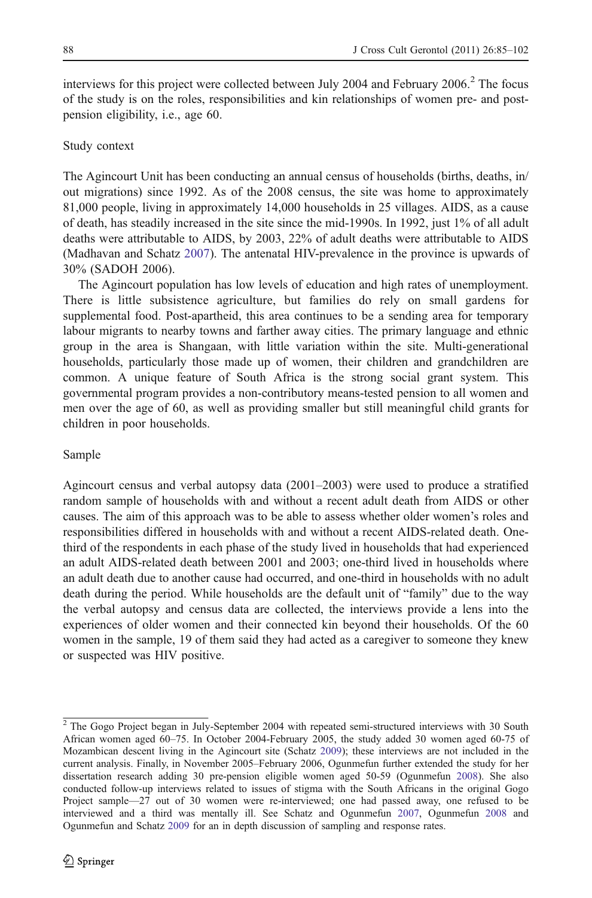interviews for this project were collected between July 2004 and February 2006.[2] The focus of the study is on the roles, responsibilities and kin relationships of women pre- and post-pension eligibility, i.e., age 60.

## Study context

The Agincourt Unit has been conducting an annual census of households (births, deaths, in/out migrations) since 1992. As of the 2008 census, the site was home to approximately 81,000 people, living in approximately 14,000 households in 25 villages. AIDS, as a cause of death, has steadily increased in the site since the mid-1990s. In 1992, just 1% of all adult deaths were attributable to AIDS, by 2003, 22% of adult deaths were attributable to AIDS (Madhavan and Schatz 2007). The antenatal HIV-prevalence in the province is upwards of 30% (SADOH 2006).

The Agincourt population has low levels of education and high rates of unemployment. There is little subsistence agriculture, but families do rely on small gardens for supplemental food. Post-apartheid, this area continues to be a sending area for temporary labour migrants to nearby towns and farther away cities. The primary language and ethnic group in the area is Shangaan, with little variation within the site. Multi-generational households, particularly those made up of women, their children and grandchildren are common. A unique feature of South Africa is the strong social grant system. This governmental program provides a non-contributory means-tested pension to all women and men over the age of 60, as well as providing smaller but still meaningful child grants for children in poor households.

## Sample

Agincourt census and verbal autopsy data (2001–2003) were used to produce a stratified random sample of households with and without a recent adult death from AIDS or other causes. The aim of this approach was to be able to assess whether older women's roles and responsibilities differed in households with and without a recent AIDS-related death. One-third of the respondents in each phase of the study lived in households that had experienced an adult AIDS-related death between 2001 and 2003; one-third lived in households where an adult death due to another cause had occurred, and one-third in households with no adult death during the period. While households are the default unit of "family" due to the way the verbal autopsy and census data are collected, the interviews provide a lens into the experiences of older women and their connected kin beyond their households. Of the 60 women in the sample, 19 of them said they had acted as a caregiver to someone they knew or suspected was HIV positive.

---

[2] The Gogo Project began in July-September 2004 with repeated semi-structured interviews with 30 South African women aged 60–75. In October 2004-February 2005, the study added 30 women aged 60-75 of Mozambican descent living in the Agincourt site (Schatz 2009); these interviews are not included in the current analysis. Finally, in November 2005–February 2006, Ogunmefun further extended the study for her dissertation research adding 30 pre-pension eligible women aged 50-59 (Ogunmefun 2008). She also conducted follow-up interviews related to issues of stigma with the South Africans in the original Gogo Project sample—27 out of 30 women were re-interviewed; one had passed away, one refused to be interviewed and a third was mentally ill. See Schatz and Ogunmefun 2007, Ogunmefun 2008 and Ogunmefun and Schatz 2009 for an in depth discussion of sampling and response rates.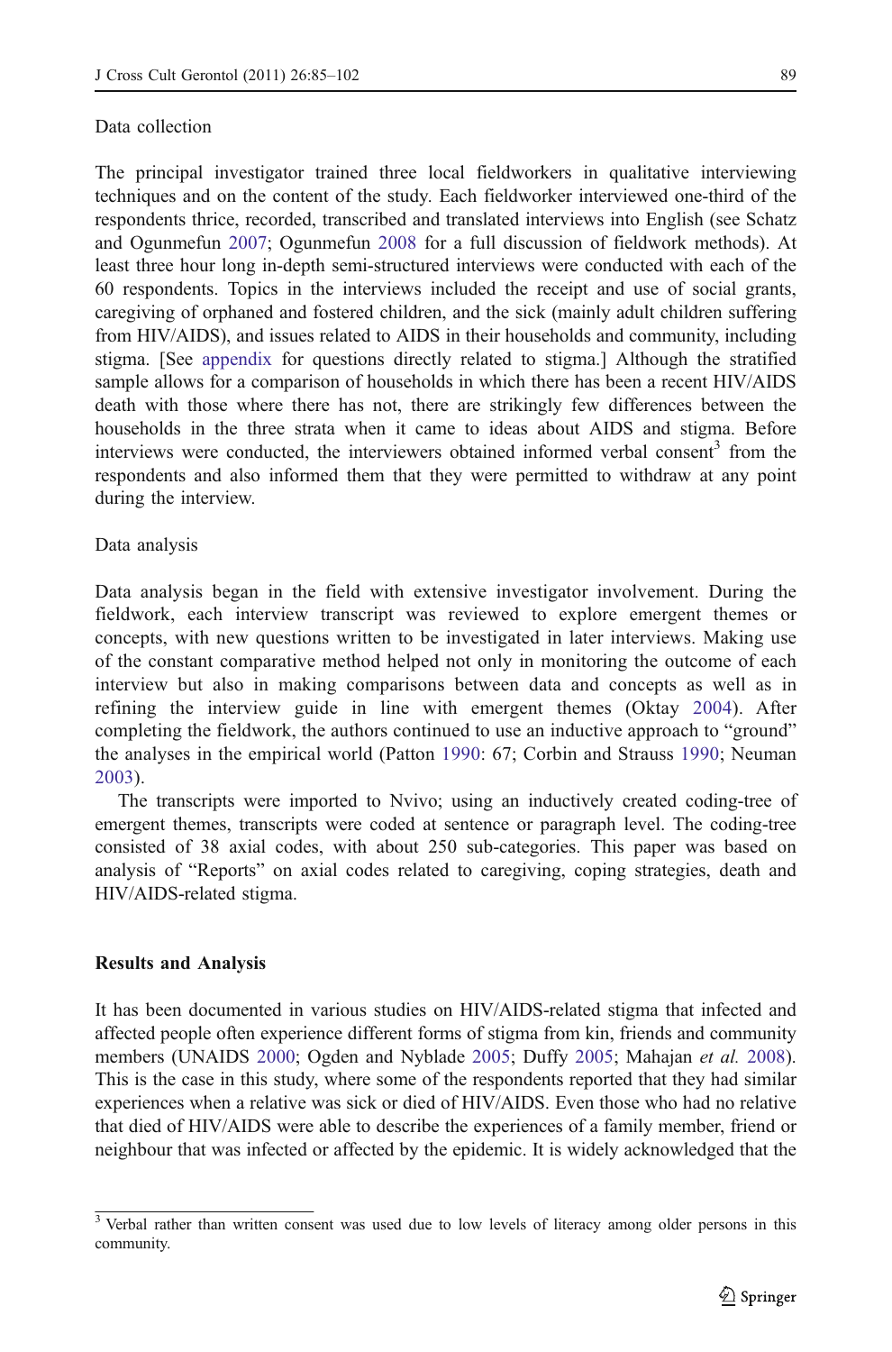Data collection

The principal investigator trained three local fieldworkers in qualitative interviewing techniques and on the content of the study. Each fieldworker interviewed one-third of the respondents thrice, recorded, transcribed and translated interviews into English (see Schatz and Ogunmefun 2007; Ogunmefun 2008 for a full discussion of fieldwork methods). At least three hour long in-depth semi-structured interviews were conducted with each of the 60 respondents. Topics in the interviews included the receipt and use of social grants, caregiving of orphaned and fostered children, and the sick (mainly adult children suffering from HIV/AIDS), and issues related to AIDS in their households and community, including stigma. [See appendix for questions directly related to stigma.] Although the stratified sample allows for a comparison of households in which there has been a recent HIV/AIDS death with those where there has not, there are strikingly few differences between the households in the three strata when it came to ideas about AIDS and stigma. Before interviews were conducted, the interviewers obtained informed verbal consent[3] from the respondents and also informed them that they were permitted to withdraw at any point during the interview.

Data analysis

Data analysis began in the field with extensive investigator involvement. During the fieldwork, each interview transcript was reviewed to explore emergent themes or concepts, with new questions written to be investigated in later interviews. Making use of the constant comparative method helped not only in monitoring the outcome of each interview but also in making comparisons between data and concepts as well as in refining the interview guide in line with emergent themes (Oktay 2004). After completing the fieldwork, the authors continued to use an inductive approach to "ground" the analyses in the empirical world (Patton 1990: 67; Corbin and Strauss 1990; Neuman 2003).

The transcripts were imported to Nvivo; using an inductively created coding-tree of emergent themes, transcripts were coded at sentence or paragraph level. The coding-tree consisted of 38 axial codes, with about 250 sub-categories. This paper was based on analysis of "Reports" on axial codes related to caregiving, coping strategies, death and HIV/AIDS-related stigma.

## Results and Analysis

It has been documented in various studies on HIV/AIDS-related stigma that infected and affected people often experience different forms of stigma from kin, friends and community members (UNAIDS 2000; Ogden and Nyblade 2005; Duffy 2005; Mahajan *et al.* 2008). This is the case in this study, where some of the respondents reported that they had similar experiences when a relative was sick or died of HIV/AIDS. Even those who had no relative that died of HIV/AIDS were able to describe the experiences of a family member, friend or neighbour that was infected or affected by the epidemic. It is widely acknowledged that the

[3] Verbal rather than written consent was used due to low levels of literacy among older persons in this community.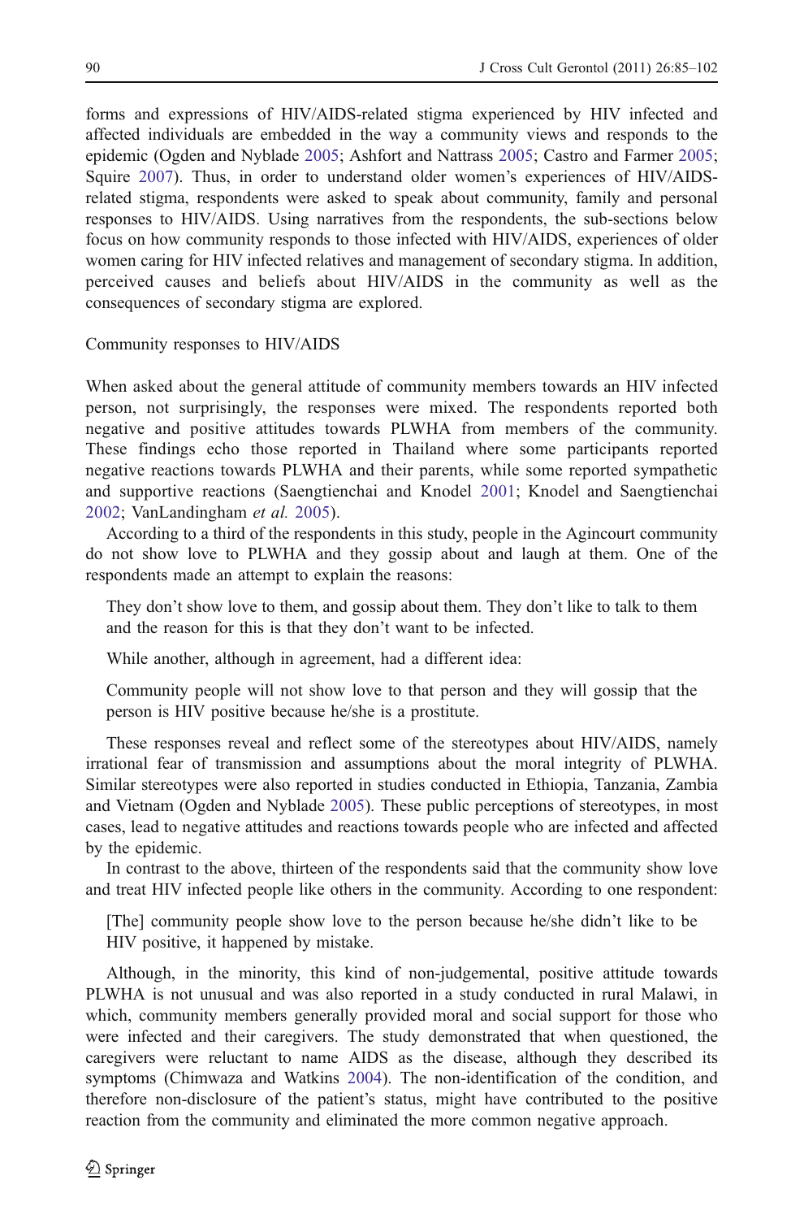forms and expressions of HIV/AIDS-related stigma experienced by HIV infected and affected individuals are embedded in the way a community views and responds to the epidemic (Ogden and Nyblade 2005; Ashfort and Nattrass 2005; Castro and Farmer 2005; Squire 2007). Thus, in order to understand older women's experiences of HIV/AIDS-related stigma, respondents were asked to speak about community, family and personal responses to HIV/AIDS. Using narratives from the respondents, the sub-sections below focus on how community responds to those infected with HIV/AIDS, experiences of older women caring for HIV infected relatives and management of secondary stigma. In addition, perceived causes and beliefs about HIV/AIDS in the community as well as the consequences of secondary stigma are explored.

### Community responses to HIV/AIDS

When asked about the general attitude of community members towards an HIV infected person, not surprisingly, the responses were mixed. The respondents reported both negative and positive attitudes towards PLWHA from members of the community. These findings echo those reported in Thailand where some participants reported negative reactions towards PLWHA and their parents, while some reported sympathetic and supportive reactions (Saengtienchai and Knodel 2001; Knodel and Saengtienchai 2002; VanLandingham *et al.* 2005).

According to a third of the respondents in this study, people in the Agincourt community do not show love to PLWHA and they gossip about and laugh at them. One of the respondents made an attempt to explain the reasons:

> They don't show love to them, and gossip about them. They don't like to talk to them and the reason for this is that they don't want to be infected.

While another, although in agreement, had a different idea:

> Community people will not show love to that person and they will gossip that the person is HIV positive because he/she is a prostitute.

These responses reveal and reflect some of the stereotypes about HIV/AIDS, namely irrational fear of transmission and assumptions about the moral integrity of PLWHA. Similar stereotypes were also reported in studies conducted in Ethiopia, Tanzania, Zambia and Vietnam (Ogden and Nyblade 2005). These public perceptions of stereotypes, in most cases, lead to negative attitudes and reactions towards people who are infected and affected by the epidemic.

In contrast to the above, thirteen of the respondents said that the community show love and treat HIV infected people like others in the community. According to one respondent:

> [The] community people show love to the person because he/she didn't like to be HIV positive, it happened by mistake.

Although, in the minority, this kind of non-judgemental, positive attitude towards PLWHA is not unusual and was also reported in a study conducted in rural Malawi, in which, community members generally provided moral and social support for those who were infected and their caregivers. The study demonstrated that when questioned, the caregivers were reluctant to name AIDS as the disease, although they described its symptoms (Chimwaza and Watkins 2004). The non-identification of the condition, and therefore non-disclosure of the patient's status, might have contributed to the positive reaction from the community and eliminated the more common negative approach.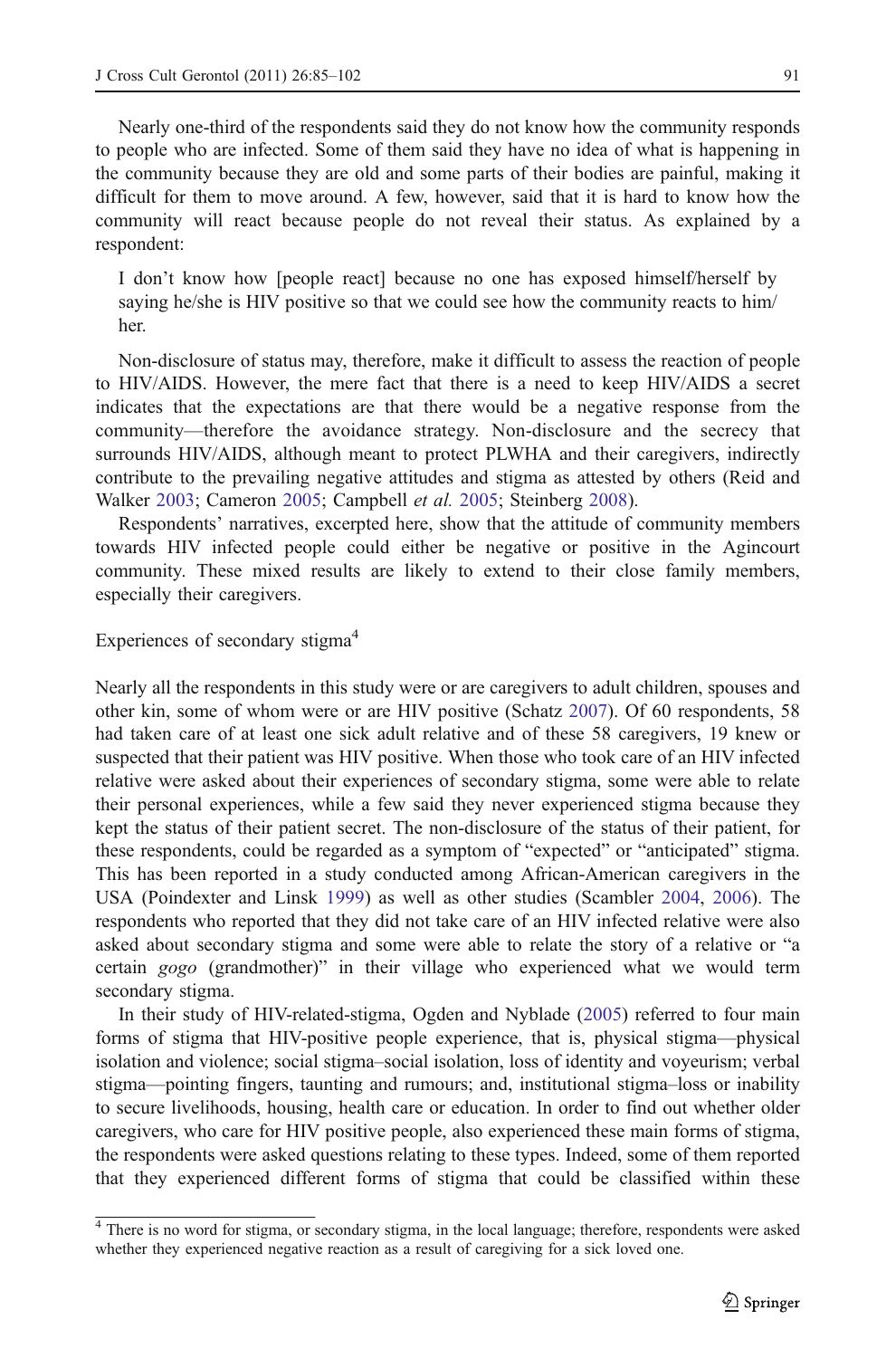Nearly one-third of the respondents said they do not know how the community responds to people who are infected. Some of them said they have no idea of what is happening in the community because they are old and some parts of their bodies are painful, making it difficult for them to move around. A few, however, said that it is hard to know how the community will react because people do not reveal their status. As explained by a respondent:

> I don't know how [people react] because no one has exposed himself/herself by saying he/she is HIV positive so that we could see how the community reacts to him/her.

Non-disclosure of status may, therefore, make it difficult to assess the reaction of people to HIV/AIDS. However, the mere fact that there is a need to keep HIV/AIDS a secret indicates that the expectations are that there would be a negative response from the community—therefore the avoidance strategy. Non-disclosure and the secrecy that surrounds HIV/AIDS, although meant to protect PLWHA and their caregivers, indirectly contribute to the prevailing negative attitudes and stigma as attested by others (Reid and Walker 2003; Cameron 2005; Campbell *et al.* 2005; Steinberg 2008).

Respondents' narratives, excerpted here, show that the attitude of community members towards HIV infected people could either be negative or positive in the Agincourt community. These mixed results are likely to extend to their close family members, especially their caregivers.

## Experiences of secondary stigma[4]

Nearly all the respondents in this study were or are caregivers to adult children, spouses and other kin, some of whom were or are HIV positive (Schatz 2007). Of 60 respondents, 58 had taken care of at least one sick adult relative and of these 58 caregivers, 19 knew or suspected that their patient was HIV positive. When those who took care of an HIV infected relative were asked about their experiences of secondary stigma, some were able to relate their personal experiences, while a few said they never experienced stigma because they kept the status of their patient secret. The non-disclosure of the status of their patient, for these respondents, could be regarded as a symptom of "expected" or "anticipated" stigma. This has been reported in a study conducted among African-American caregivers in the USA (Poindexter and Linsk 1999) as well as other studies (Scambler 2004, 2006). The respondents who reported that they did not take care of an HIV infected relative were also asked about secondary stigma and some were able to relate the story of a relative or "a certain *gogo* (grandmother)" in their village who experienced what we would term secondary stigma.

In their study of HIV-related-stigma, Ogden and Nyblade (2005) referred to four main forms of stigma that HIV-positive people experience, that is, physical stigma—physical isolation and violence; social stigma–social isolation, loss of identity and voyeurism; verbal stigma—pointing fingers, taunting and rumours; and, institutional stigma–loss or inability to secure livelihoods, housing, health care or education. In order to find out whether older caregivers, who care for HIV positive people, also experienced these main forms of stigma, the respondents were asked questions relating to these types. Indeed, some of them reported that they experienced different forms of stigma that could be classified within these

[4] There is no word for stigma, or secondary stigma, in the local language; therefore, respondents were asked whether they experienced negative reaction as a result of caregiving for a sick loved one.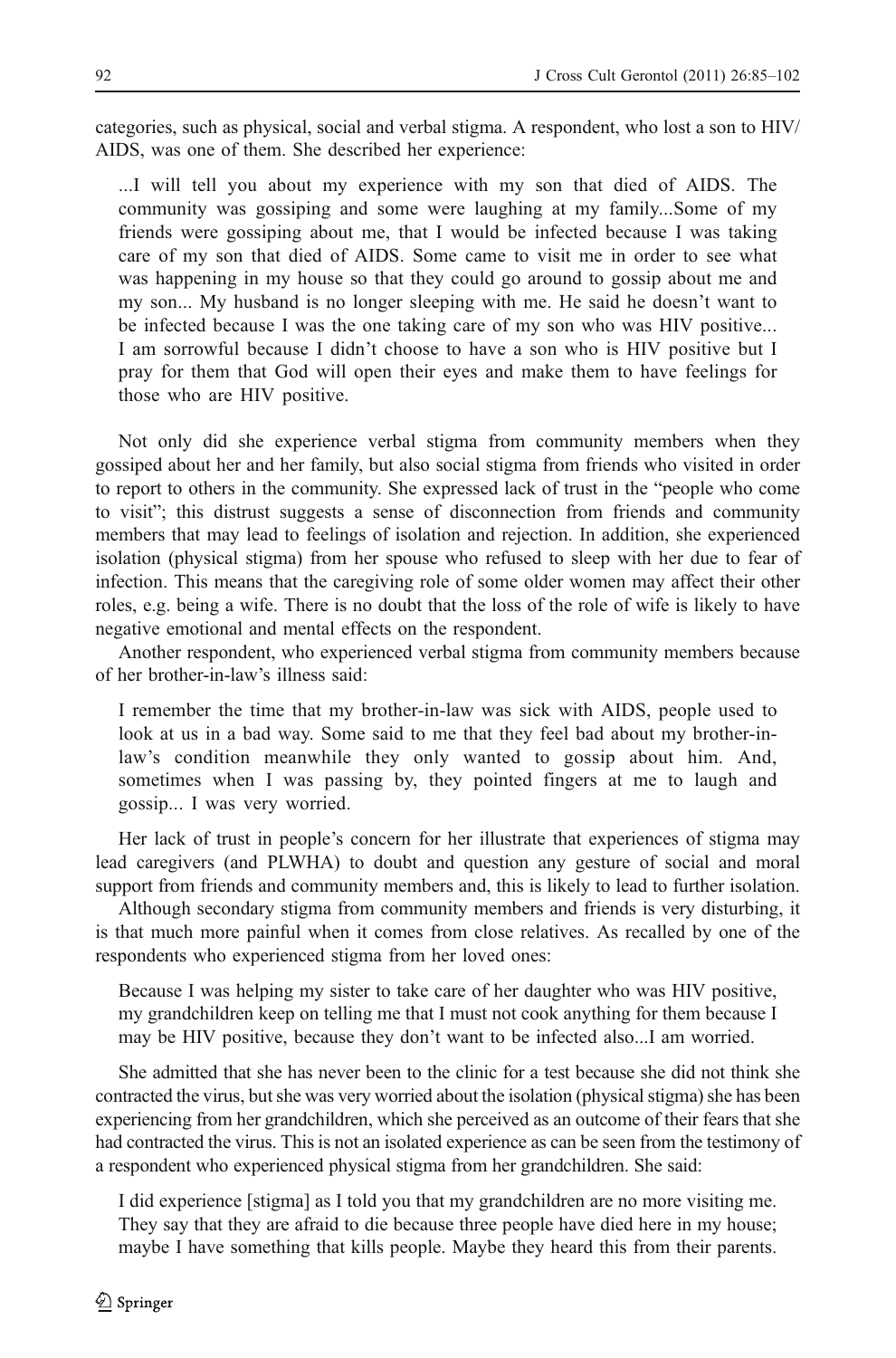categories, such as physical, social and verbal stigma. A respondent, who lost a son to HIV/AIDS, was one of them. She described her experience:

> ...I will tell you about my experience with my son that died of AIDS. The community was gossiping and some were laughing at my family...Some of my friends were gossiping about me, that I would be infected because I was taking care of my son that died of AIDS. Some came to visit me in order to see what was happening in my house so that they could go around to gossip about me and my son... My husband is no longer sleeping with me. He said he doesn't want to be infected because I was the one taking care of my son who was HIV positive... I am sorrowful because I didn't choose to have a son who is HIV positive but I pray for them that God will open their eyes and make them to have feelings for those who are HIV positive.

Not only did she experience verbal stigma from community members when they gossiped about her and her family, but also social stigma from friends who visited in order to report to others in the community. She expressed lack of trust in the "people who come to visit"; this distrust suggests a sense of disconnection from friends and community members that may lead to feelings of isolation and rejection. In addition, she experienced isolation (physical stigma) from her spouse who refused to sleep with her due to fear of infection. This means that the caregiving role of some older women may affect their other roles, e.g. being a wife. There is no doubt that the loss of the role of wife is likely to have negative emotional and mental effects on the respondent.

Another respondent, who experienced verbal stigma from community members because of her brother-in-law's illness said:

> I remember the time that my brother-in-law was sick with AIDS, people used to look at us in a bad way. Some said to me that they feel bad about my brother-in-law's condition meanwhile they only wanted to gossip about him. And, sometimes when I was passing by, they pointed fingers at me to laugh and gossip... I was very worried.

Her lack of trust in people's concern for her illustrate that experiences of stigma may lead caregivers (and PLWHA) to doubt and question any gesture of social and moral support from friends and community members and, this is likely to lead to further isolation.

Although secondary stigma from community members and friends is very disturbing, it is that much more painful when it comes from close relatives. As recalled by one of the respondents who experienced stigma from her loved ones:

> Because I was helping my sister to take care of her daughter who was HIV positive, my grandchildren keep on telling me that I must not cook anything for them because I may be HIV positive, because they don't want to be infected also...I am worried.

She admitted that she has never been to the clinic for a test because she did not think she contracted the virus, but she was very worried about the isolation (physical stigma) she has been experiencing from her grandchildren, which she perceived as an outcome of their fears that she had contracted the virus. This is not an isolated experience as can be seen from the testimony of a respondent who experienced physical stigma from her grandchildren. She said:

> I did experience [stigma] as I told you that my grandchildren are no more visiting me. They say that they are afraid to die because three people have died here in my house; maybe I have something that kills people. Maybe they heard this from their parents.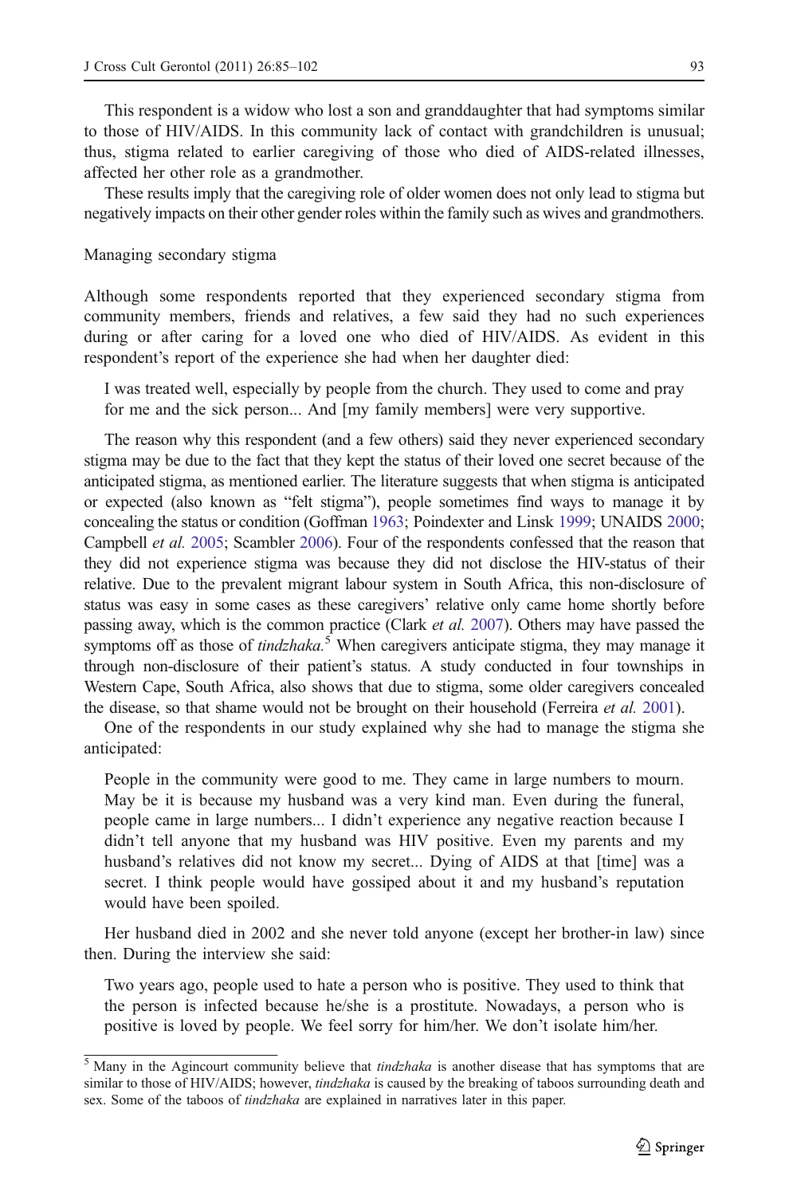This respondent is a widow who lost a son and granddaughter that had symptoms similar to those of HIV/AIDS. In this community lack of contact with grandchildren is unusual; thus, stigma related to earlier caregiving of those who died of AIDS-related illnesses, affected her other role as a grandmother.

These results imply that the caregiving role of older women does not only lead to stigma but negatively impacts on their other gender roles within the family such as wives and grandmothers.

## Managing secondary stigma

Although some respondents reported that they experienced secondary stigma from community members, friends and relatives, a few said they had no such experiences during or after caring for a loved one who died of HIV/AIDS. As evident in this respondent's report of the experience she had when her daughter died:

> I was treated well, especially by people from the church. They used to come and pray for me and the sick person... And [my family members] were very supportive.

The reason why this respondent (and a few others) said they never experienced secondary stigma may be due to the fact that they kept the status of their loved one secret because of the anticipated stigma, as mentioned earlier. The literature suggests that when stigma is anticipated or expected (also known as "felt stigma"), people sometimes find ways to manage it by concealing the status or condition (Goffman 1963; Poindexter and Linsk 1999; UNAIDS 2000; Campbell *et al.* 2005; Scambler 2006). Four of the respondents confessed that the reason that they did not experience stigma was because they did not disclose the HIV-status of their relative. Due to the prevalent migrant labour system in South Africa, this non-disclosure of status was easy in some cases as these caregivers' relative only came home shortly before passing away, which is the common practice (Clark *et al.* 2007). Others may have passed the symptoms off as those of *tindzhaka.*[5] When caregivers anticipate stigma, they may manage it through non-disclosure of their patient's status. A study conducted in four townships in Western Cape, South Africa, also shows that due to stigma, some older caregivers concealed the disease, so that shame would not be brought on their household (Ferreira *et al.* 2001).

One of the respondents in our study explained why she had to manage the stigma she anticipated:

> People in the community were good to me. They came in large numbers to mourn. May be it is because my husband was a very kind man. Even during the funeral, people came in large numbers... I didn't experience any negative reaction because I didn't tell anyone that my husband was HIV positive. Even my parents and my husband's relatives did not know my secret... Dying of AIDS at that [time] was a secret. I think people would have gossiped about it and my husband's reputation would have been spoiled.

Her husband died in 2002 and she never told anyone (except her brother-in law) since then. During the interview she said:

> Two years ago, people used to hate a person who is positive. They used to think that the person is infected because he/she is a prostitute. Nowadays, a person who is positive is loved by people. We feel sorry for him/her. We don't isolate him/her.

[5] Many in the Agincourt community believe that *tindzhaka* is another disease that has symptoms that are similar to those of HIV/AIDS; however, *tindzhaka* is caused by the breaking of taboos surrounding death and sex. Some of the taboos of *tindzhaka* are explained in narratives later in this paper.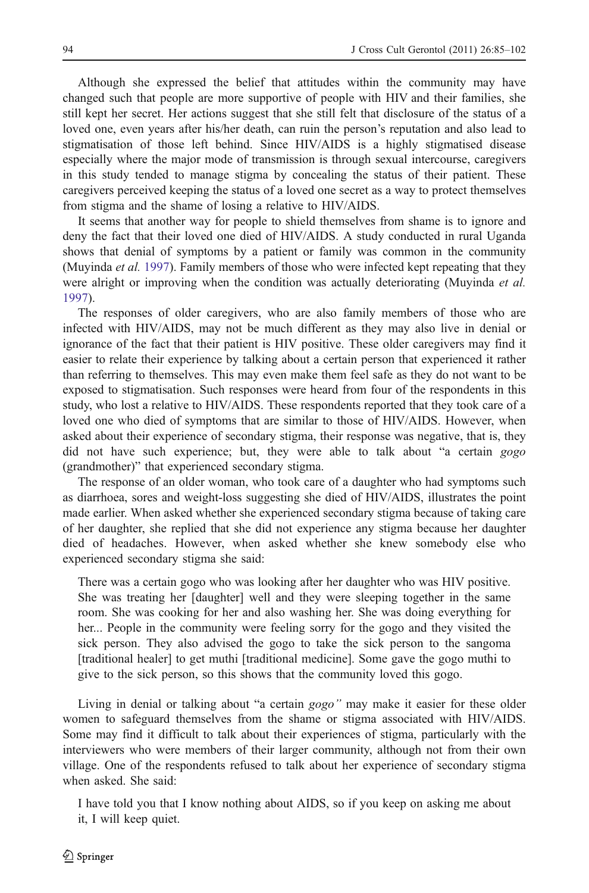Although she expressed the belief that attitudes within the community may have changed such that people are more supportive of people with HIV and their families, she still kept her secret. Her actions suggest that she still felt that disclosure of the status of a loved one, even years after his/her death, can ruin the person's reputation and also lead to stigmatisation of those left behind. Since HIV/AIDS is a highly stigmatised disease especially where the major mode of transmission is through sexual intercourse, caregivers in this study tended to manage stigma by concealing the status of their patient. These caregivers perceived keeping the status of a loved one secret as a way to protect themselves from stigma and the shame of losing a relative to HIV/AIDS.

It seems that another way for people to shield themselves from shame is to ignore and deny the fact that their loved one died of HIV/AIDS. A study conducted in rural Uganda shows that denial of symptoms by a patient or family was common in the community (Muyinda *et al.* 1997). Family members of those who were infected kept repeating that they were alright or improving when the condition was actually deteriorating (Muyinda *et al.* 1997).

The responses of older caregivers, who are also family members of those who are infected with HIV/AIDS, may not be much different as they may also live in denial or ignorance of the fact that their patient is HIV positive. These older caregivers may find it easier to relate their experience by talking about a certain person that experienced it rather than referring to themselves. This may even make them feel safe as they do not want to be exposed to stigmatisation. Such responses were heard from four of the respondents in this study, who lost a relative to HIV/AIDS. These respondents reported that they took care of a loved one who died of symptoms that are similar to those of HIV/AIDS. However, when asked about their experience of secondary stigma, their response was negative, that is, they did not have such experience; but, they were able to talk about "a certain *gogo* (grandmother)" that experienced secondary stigma.

The response of an older woman, who took care of a daughter who had symptoms such as diarrhoea, sores and weight-loss suggesting she died of HIV/AIDS, illustrates the point made earlier. When asked whether she experienced secondary stigma because of taking care of her daughter, she replied that she did not experience any stigma because her daughter died of headaches. However, when asked whether she knew somebody else who experienced secondary stigma she said:

> There was a certain gogo who was looking after her daughter who was HIV positive. She was treating her [daughter] well and they were sleeping together in the same room. She was cooking for her and also washing her. She was doing everything for her... People in the community were feeling sorry for the gogo and they visited the sick person. They also advised the gogo to take the sick person to the sangoma [traditional healer] to get muthi [traditional medicine]. Some gave the gogo muthi to give to the sick person, so this shows that the community loved this gogo.

Living in denial or talking about "a certain *gogo"* may make it easier for these older women to safeguard themselves from the shame or stigma associated with HIV/AIDS. Some may find it difficult to talk about their experiences of stigma, particularly with the interviewers who were members of their larger community, although not from their own village. One of the respondents refused to talk about her experience of secondary stigma when asked. She said:

> I have told you that I know nothing about AIDS, so if you keep on asking me about it, I will keep quiet.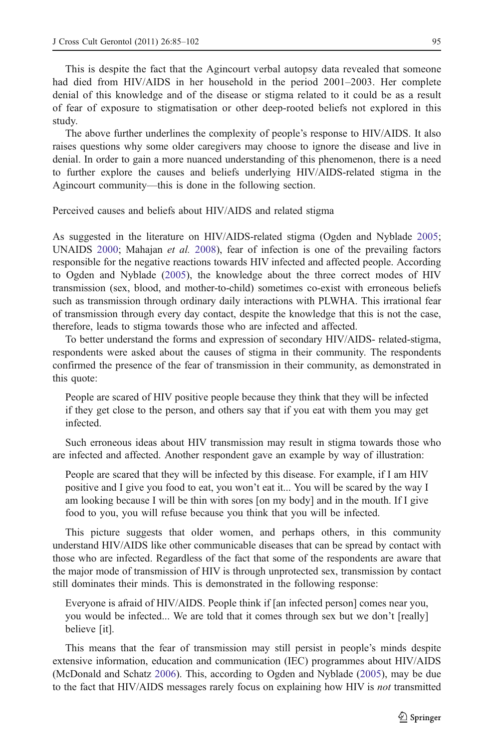This is despite the fact that the Agincourt verbal autopsy data revealed that someone had died from HIV/AIDS in her household in the period 2001–2003. Her complete denial of this knowledge and of the disease or stigma related to it could be as a result of fear of exposure to stigmatisation or other deep-rooted beliefs not explored in this study.

The above further underlines the complexity of people's response to HIV/AIDS. It also raises questions why some older caregivers may choose to ignore the disease and live in denial. In order to gain a more nuanced understanding of this phenomenon, there is a need to further explore the causes and beliefs underlying HIV/AIDS-related stigma in the Agincourt community—this is done in the following section.

### Perceived causes and beliefs about HIV/AIDS and related stigma

As suggested in the literature on HIV/AIDS-related stigma (Ogden and Nyblade 2005; UNAIDS 2000; Mahajan *et al.* 2008), fear of infection is one of the prevailing factors responsible for the negative reactions towards HIV infected and affected people. According to Ogden and Nyblade (2005), the knowledge about the three correct modes of HIV transmission (sex, blood, and mother-to-child) sometimes co-exist with erroneous beliefs such as transmission through ordinary daily interactions with PLWHA. This irrational fear of transmission through every day contact, despite the knowledge that this is not the case, therefore, leads to stigma towards those who are infected and affected.

To better understand the forms and expression of secondary HIV/AIDS- related-stigma, respondents were asked about the causes of stigma in their community. The respondents confirmed the presence of the fear of transmission in their community, as demonstrated in this quote:

> People are scared of HIV positive people because they think that they will be infected if they get close to the person, and others say that if you eat with them you may get infected.

Such erroneous ideas about HIV transmission may result in stigma towards those who are infected and affected. Another respondent gave an example by way of illustration:

> People are scared that they will be infected by this disease. For example, if I am HIV positive and I give you food to eat, you won't eat it... You will be scared by the way I am looking because I will be thin with sores [on my body] and in the mouth. If I give food to you, you will refuse because you think that you will be infected.

This picture suggests that older women, and perhaps others, in this community understand HIV/AIDS like other communicable diseases that can be spread by contact with those who are infected. Regardless of the fact that some of the respondents are aware that the major mode of transmission of HIV is through unprotected sex, transmission by contact still dominates their minds. This is demonstrated in the following response:

> Everyone is afraid of HIV/AIDS. People think if [an infected person] comes near you, you would be infected... We are told that it comes through sex but we don't [really] believe [it].

This means that the fear of transmission may still persist in people's minds despite extensive information, education and communication (IEC) programmes about HIV/AIDS (McDonald and Schatz 2006). This, according to Ogden and Nyblade (2005), may be due to the fact that HIV/AIDS messages rarely focus on explaining how HIV is *not* transmitted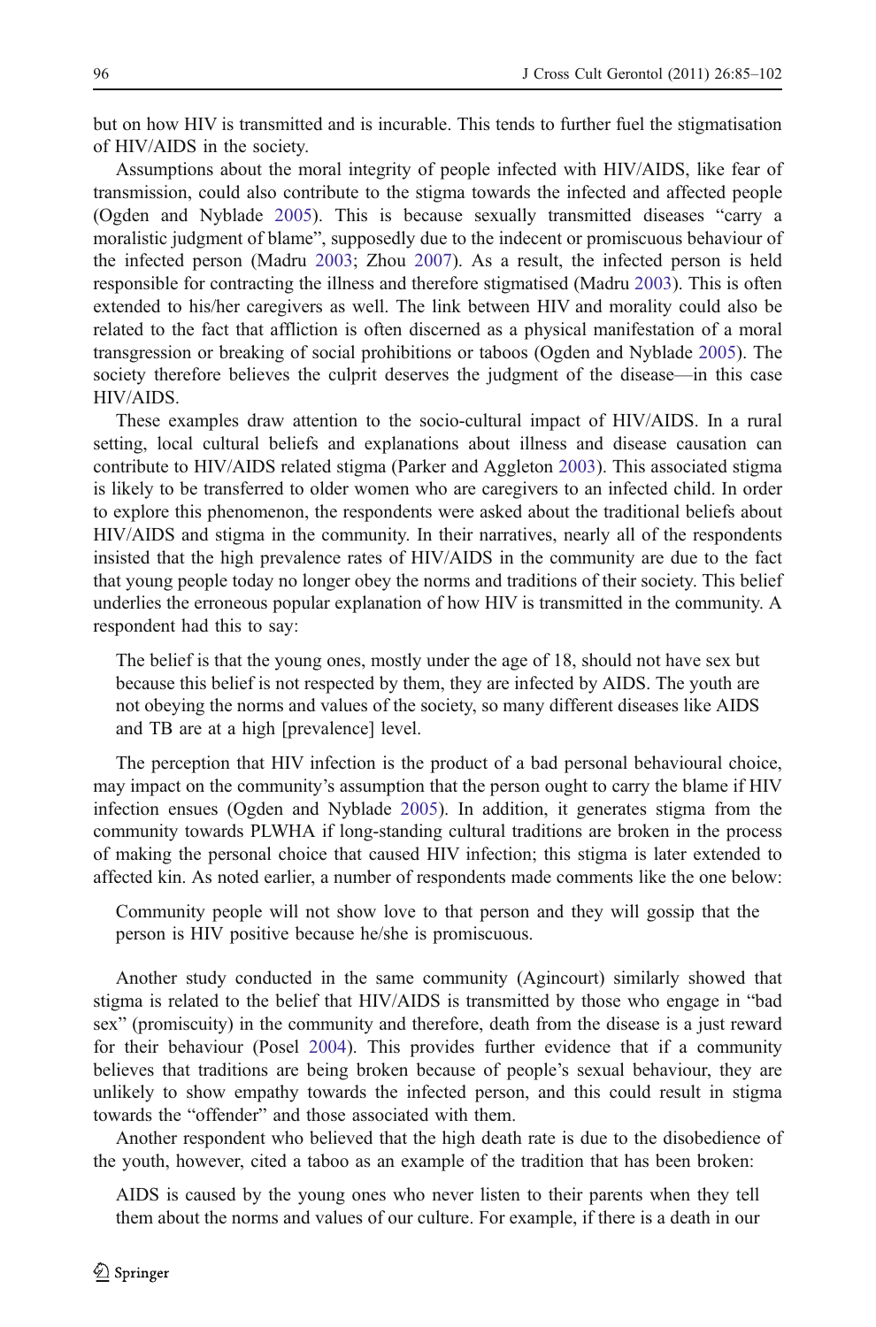but on how HIV is transmitted and is incurable. This tends to further fuel the stigmatisation of HIV/AIDS in the society.

Assumptions about the moral integrity of people infected with HIV/AIDS, like fear of transmission, could also contribute to the stigma towards the infected and affected people (Ogden and Nyblade 2005). This is because sexually transmitted diseases "carry a moralistic judgment of blame", supposedly due to the indecent or promiscuous behaviour of the infected person (Madru 2003; Zhou 2007). As a result, the infected person is held responsible for contracting the illness and therefore stigmatised (Madru 2003). This is often extended to his/her caregivers as well. The link between HIV and morality could also be related to the fact that affliction is often discerned as a physical manifestation of a moral transgression or breaking of social prohibitions or taboos (Ogden and Nyblade 2005). The society therefore believes the culprit deserves the judgment of the disease—in this case HIV/AIDS.

These examples draw attention to the socio-cultural impact of HIV/AIDS. In a rural setting, local cultural beliefs and explanations about illness and disease causation can contribute to HIV/AIDS related stigma (Parker and Aggleton 2003). This associated stigma is likely to be transferred to older women who are caregivers to an infected child. In order to explore this phenomenon, the respondents were asked about the traditional beliefs about HIV/AIDS and stigma in the community. In their narratives, nearly all of the respondents insisted that the high prevalence rates of HIV/AIDS in the community are due to the fact that young people today no longer obey the norms and traditions of their society. This belief underlies the erroneous popular explanation of how HIV is transmitted in the community. A respondent had this to say:

> The belief is that the young ones, mostly under the age of 18, should not have sex but because this belief is not respected by them, they are infected by AIDS. The youth are not obeying the norms and values of the society, so many different diseases like AIDS and TB are at a high [prevalence] level.

The perception that HIV infection is the product of a bad personal behavioural choice, may impact on the community's assumption that the person ought to carry the blame if HIV infection ensues (Ogden and Nyblade 2005). In addition, it generates stigma from the community towards PLWHA if long-standing cultural traditions are broken in the process of making the personal choice that caused HIV infection; this stigma is later extended to affected kin. As noted earlier, a number of respondents made comments like the one below:

> Community people will not show love to that person and they will gossip that the person is HIV positive because he/she is promiscuous.

Another study conducted in the same community (Agincourt) similarly showed that stigma is related to the belief that HIV/AIDS is transmitted by those who engage in "bad sex" (promiscuity) in the community and therefore, death from the disease is a just reward for their behaviour (Posel 2004). This provides further evidence that if a community believes that traditions are being broken because of people's sexual behaviour, they are unlikely to show empathy towards the infected person, and this could result in stigma towards the "offender" and those associated with them.

Another respondent who believed that the high death rate is due to the disobedience of the youth, however, cited a taboo as an example of the tradition that has been broken:

> AIDS is caused by the young ones who never listen to their parents when they tell them about the norms and values of our culture. For example, if there is a death in our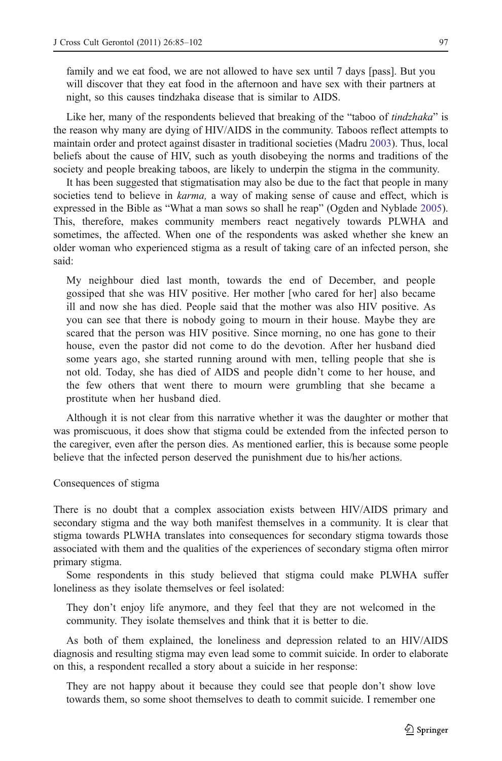> family and we eat food, we are not allowed to have sex until 7 days [pass]. But you will discover that they eat food in the afternoon and have sex with their partners at night, so this causes tindzhaka disease that is similar to AIDS.

Like her, many of the respondents believed that breaking of the "taboo of *tindzhaka*" is the reason why many are dying of HIV/AIDS in the community. Taboos reflect attempts to maintain order and protect against disaster in traditional societies (Madru 2003). Thus, local beliefs about the cause of HIV, such as youth disobeying the norms and traditions of the society and people breaking taboos, are likely to underpin the stigma in the community.

It has been suggested that stigmatisation may also be due to the fact that people in many societies tend to believe in *karma,* a way of making sense of cause and effect, which is expressed in the Bible as "What a man sows so shall he reap" (Ogden and Nyblade 2005). This, therefore, makes community members react negatively towards PLWHA and sometimes, the affected. When one of the respondents was asked whether she knew an older woman who experienced stigma as a result of taking care of an infected person, she said:

> My neighbour died last month, towards the end of December, and people gossiped that she was HIV positive. Her mother [who cared for her] also became ill and now she has died. People said that the mother was also HIV positive. As you can see that there is nobody going to mourn in their house. Maybe they are scared that the person was HIV positive. Since morning, no one has gone to their house, even the pastor did not come to do the devotion. After her husband died some years ago, she started running around with men, telling people that she is not old. Today, she has died of AIDS and people didn't come to her house, and the few others that went there to mourn were grumbling that she became a prostitute when her husband died.

Although it is not clear from this narrative whether it was the daughter or mother that was promiscuous, it does show that stigma could be extended from the infected person to the caregiver, even after the person dies. As mentioned earlier, this is because some people believe that the infected person deserved the punishment due to his/her actions.

### Consequences of stigma

There is no doubt that a complex association exists between HIV/AIDS primary and secondary stigma and the way both manifest themselves in a community. It is clear that stigma towards PLWHA translates into consequences for secondary stigma towards those associated with them and the qualities of the experiences of secondary stigma often mirror primary stigma.

Some respondents in this study believed that stigma could make PLWHA suffer loneliness as they isolate themselves or feel isolated:

> They don't enjoy life anymore, and they feel that they are not welcomed in the community. They isolate themselves and think that it is better to die.

As both of them explained, the loneliness and depression related to an HIV/AIDS diagnosis and resulting stigma may even lead some to commit suicide. In order to elaborate on this, a respondent recalled a story about a suicide in her response:

> They are not happy about it because they could see that people don't show love towards them, so some shoot themselves to death to commit suicide. I remember one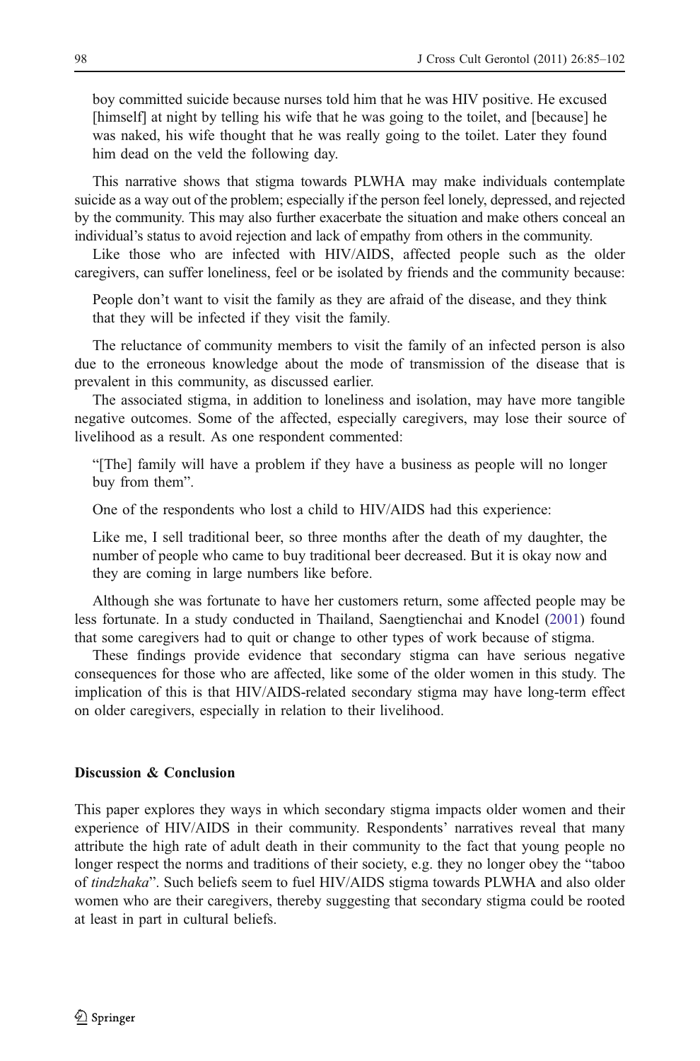boy committed suicide because nurses told him that he was HIV positive. He excused [himself] at night by telling his wife that he was going to the toilet, and [because] he was naked, his wife thought that he was really going to the toilet. Later they found him dead on the veld the following day.

This narrative shows that stigma towards PLWHA may make individuals contemplate suicide as a way out of the problem; especially if the person feel lonely, depressed, and rejected by the community. This may also further exacerbate the situation and make others conceal an individual's status to avoid rejection and lack of empathy from others in the community.

Like those who are infected with HIV/AIDS, affected people such as the older caregivers, can suffer loneliness, feel or be isolated by friends and the community because:

> People don't want to visit the family as they are afraid of the disease, and they think that they will be infected if they visit the family.

The reluctance of community members to visit the family of an infected person is also due to the erroneous knowledge about the mode of transmission of the disease that is prevalent in this community, as discussed earlier.

The associated stigma, in addition to loneliness and isolation, may have more tangible negative outcomes. Some of the affected, especially caregivers, may lose their source of livelihood as a result. As one respondent commented:

> "[The] family will have a problem if they have a business as people will no longer buy from them".

One of the respondents who lost a child to HIV/AIDS had this experience:

> Like me, I sell traditional beer, so three months after the death of my daughter, the number of people who came to buy traditional beer decreased. But it is okay now and they are coming in large numbers like before.

Although she was fortunate to have her customers return, some affected people may be less fortunate. In a study conducted in Thailand, Saengtienchai and Knodel (2001) found that some caregivers had to quit or change to other types of work because of stigma.

These findings provide evidence that secondary stigma can have serious negative consequences for those who are affected, like some of the older women in this study. The implication of this is that HIV/AIDS-related secondary stigma may have long-term effect on older caregivers, especially in relation to their livelihood.

## Discussion & Conclusion

This paper explores they ways in which secondary stigma impacts older women and their experience of HIV/AIDS in their community. Respondents' narratives reveal that many attribute the high rate of adult death in their community to the fact that young people no longer respect the norms and traditions of their society, e.g. they no longer obey the "taboo of *tindzhaka*". Such beliefs seem to fuel HIV/AIDS stigma towards PLWHA and also older women who are their caregivers, thereby suggesting that secondary stigma could be rooted at least in part in cultural beliefs.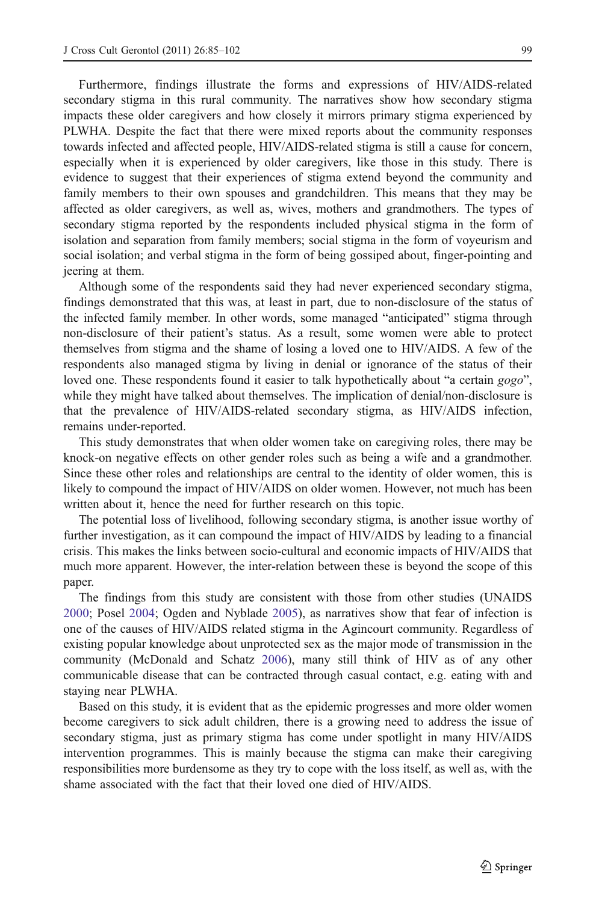Furthermore, findings illustrate the forms and expressions of HIV/AIDS-related secondary stigma in this rural community. The narratives show how secondary stigma impacts these older caregivers and how closely it mirrors primary stigma experienced by PLWHA. Despite the fact that there were mixed reports about the community responses towards infected and affected people, HIV/AIDS-related stigma is still a cause for concern, especially when it is experienced by older caregivers, like those in this study. There is evidence to suggest that their experiences of stigma extend beyond the community and family members to their own spouses and grandchildren. This means that they may be affected as older caregivers, as well as, wives, mothers and grandmothers. The types of secondary stigma reported by the respondents included physical stigma in the form of isolation and separation from family members; social stigma in the form of voyeurism and social isolation; and verbal stigma in the form of being gossiped about, finger-pointing and jeering at them.

Although some of the respondents said they had never experienced secondary stigma, findings demonstrated that this was, at least in part, due to non-disclosure of the status of the infected family member. In other words, some managed "anticipated" stigma through non-disclosure of their patient's status. As a result, some women were able to protect themselves from stigma and the shame of losing a loved one to HIV/AIDS. A few of the respondents also managed stigma by living in denial or ignorance of the status of their loved one. These respondents found it easier to talk hypothetically about "a certain *gogo*", while they might have talked about themselves. The implication of denial/non-disclosure is that the prevalence of HIV/AIDS-related secondary stigma, as HIV/AIDS infection, remains under-reported.

This study demonstrates that when older women take on caregiving roles, there may be knock-on negative effects on other gender roles such as being a wife and a grandmother. Since these other roles and relationships are central to the identity of older women, this is likely to compound the impact of HIV/AIDS on older women. However, not much has been written about it, hence the need for further research on this topic.

The potential loss of livelihood, following secondary stigma, is another issue worthy of further investigation, as it can compound the impact of HIV/AIDS by leading to a financial crisis. This makes the links between socio-cultural and economic impacts of HIV/AIDS that much more apparent. However, the inter-relation between these is beyond the scope of this paper.

The findings from this study are consistent with those from other studies (UNAIDS 2000; Posel 2004; Ogden and Nyblade 2005), as narratives show that fear of infection is one of the causes of HIV/AIDS related stigma in the Agincourt community. Regardless of existing popular knowledge about unprotected sex as the major mode of transmission in the community (McDonald and Schatz 2006), many still think of HIV as of any other communicable disease that can be contracted through casual contact, e.g. eating with and staying near PLWHA.

Based on this study, it is evident that as the epidemic progresses and more older women become caregivers to sick adult children, there is a growing need to address the issue of secondary stigma, just as primary stigma has come under spotlight in many HIV/AIDS intervention programmes. This is mainly because the stigma can make their caregiving responsibilities more burdensome as they try to cope with the loss itself, as well as, with the shame associated with the fact that their loved one died of HIV/AIDS.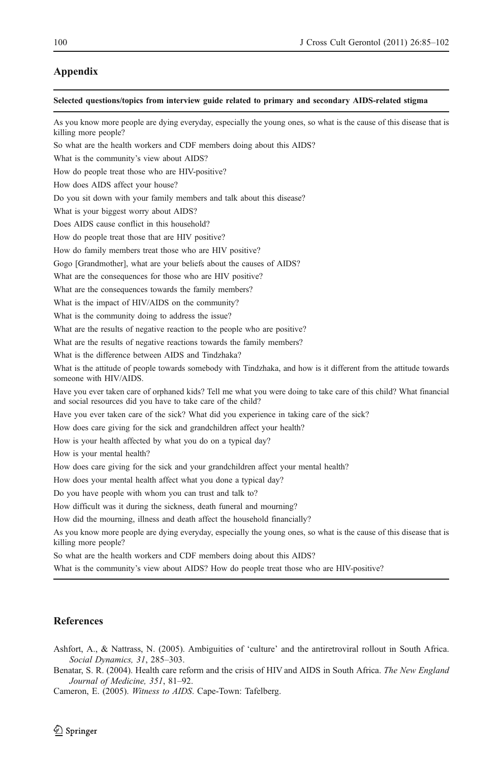## Appendix

| Selected questions/topics from interview guide related to primary and secondary AIDS-related stigma |
|---|
| As you know more people are dying everyday, especially the young ones, so what is the cause of this disease that is killing more people? |
| So what are the health workers and CDF members doing about this AIDS? |
| What is the community's view about AIDS? |
| How do people treat those who are HIV-positive? |
| How does AIDS affect your house? |
| Do you sit down with your family members and talk about this disease? |
| What is your biggest worry about AIDS? |
| Does AIDS cause conflict in this household? |
| How do people treat those that are HIV positive? |
| How do family members treat those who are HIV positive? |
| Gogo [Grandmother], what are your beliefs about the causes of AIDS? |
| What are the consequences for those who are HIV positive? |
| What are the consequences towards the family members? |
| What is the impact of HIV/AIDS on the community? |
| What is the community doing to address the issue? |
| What are the results of negative reaction to the people who are positive? |
| What are the results of negative reactions towards the family members? |
| What is the difference between AIDS and Tindzhaka? |
| What is the attitude of people towards somebody with Tindzhaka, and how is it different from the attitude towards someone with HIV/AIDS. |
| Have you ever taken care of orphaned kids? Tell me what you were doing to take care of this child? What financial and social resources did you have to take care of the child? |
| Have you ever taken care of the sick? What did you experience in taking care of the sick? |
| How does care giving for the sick and grandchildren affect your health? |
| How is your health affected by what you do on a typical day? |
| How is your mental health? |
| How does care giving for the sick and your grandchildren affect your mental health? |
| How does your mental health affect what you done a typical day? |
| Do you have people with whom you can trust and talk to? |
| How difficult was it during the sickness, death funeral and mourning? |
| How did the mourning, illness and death affect the household financially? |
| As you know more people are dying everyday, especially the young ones, so what is the cause of this disease that is killing more people? |
| So what are the health workers and CDF members doing about this AIDS? |
| What is the community's view about AIDS? How do people treat those who are HIV-positive? |

## References

Ashfort, A., & Nattrass, N. (2005). Ambiguities of 'culture' and the antiretroviral rollout in South Africa. *Social Dynamics, 31*, 285–303.

Benatar, S. R. (2004). Health care reform and the crisis of HIV and AIDS in South Africa. *The New England Journal of Medicine, 351*, 81–92.

Cameron, E. (2005). *Witness to AIDS*. Cape-Town: Tafelberg.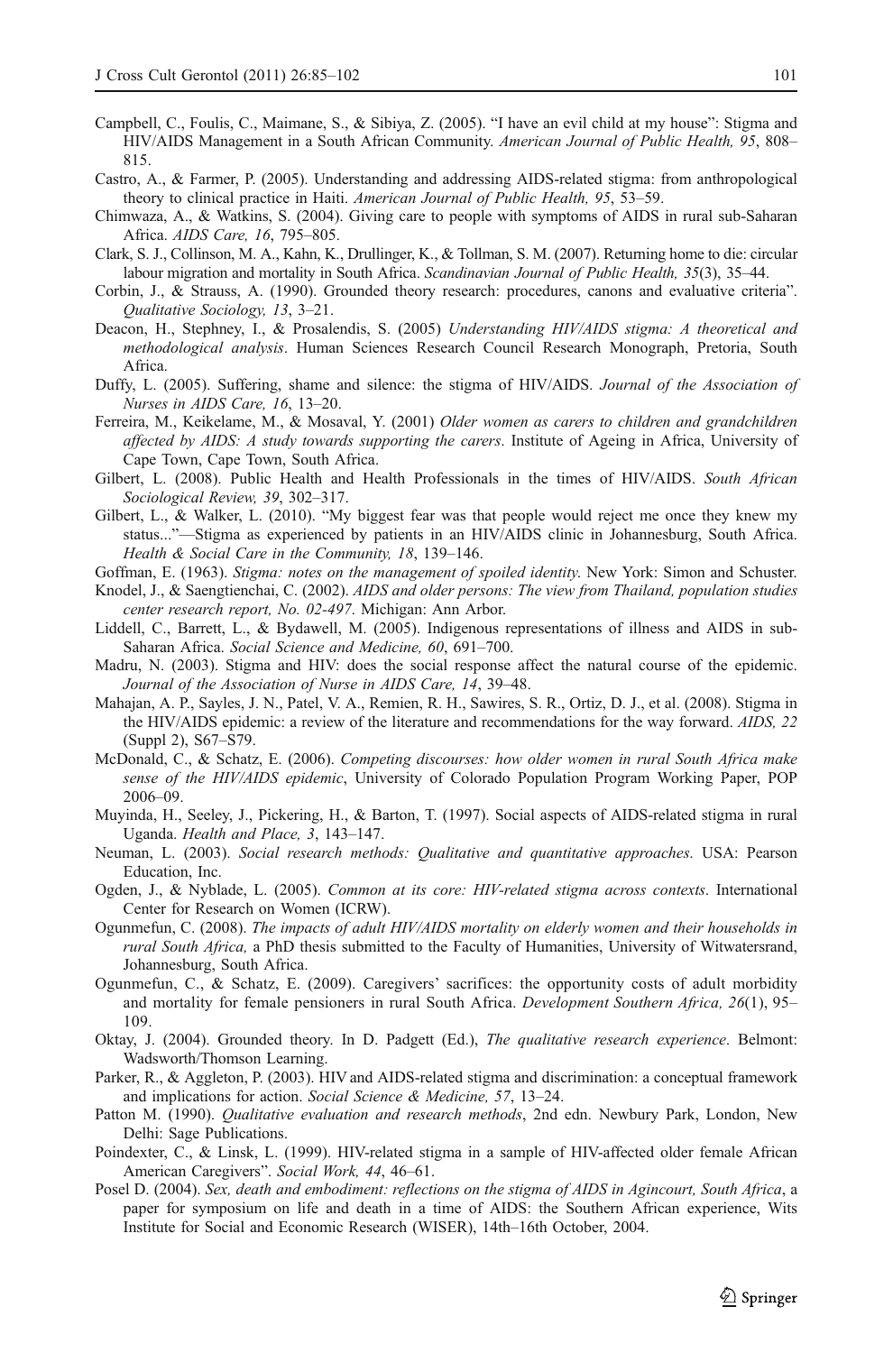Campbell, C., Foulis, C., Maimane, S., & Sibiya, Z. (2005). "I have an evil child at my house": Stigma and HIV/AIDS Management in a South African Community. *American Journal of Public Health, 95*, 808–815.

Castro, A., & Farmer, P. (2005). Understanding and addressing AIDS-related stigma: from anthropological theory to clinical practice in Haiti. *American Journal of Public Health, 95*, 53–59.

Chimwaza, A., & Watkins, S. (2004). Giving care to people with symptoms of AIDS in rural sub-Saharan Africa. *AIDS Care, 16*, 795–805.

Clark, S. J., Collinson, M. A., Kahn, K., Drullinger, K., & Tollman, S. M. (2007). Returning home to die: circular labour migration and mortality in South Africa. *Scandinavian Journal of Public Health, 35*(3), 35–44.

Corbin, J., & Strauss, A. (1990). Grounded theory research: procedures, canons and evaluative criteria". *Qualitative Sociology, 13*, 3–21.

Deacon, H., Stephney, I., & Prosalendis, S. (2005) *Understanding HIV/AIDS stigma: A theoretical and methodological analysis*. Human Sciences Research Council Research Monograph, Pretoria, South Africa.

Duffy, L. (2005). Suffering, shame and silence: the stigma of HIV/AIDS. *Journal of the Association of Nurses in AIDS Care, 16*, 13–20.

Ferreira, M., Keikelame, M., & Mosaval, Y. (2001) *Older women as carers to children and grandchildren affected by AIDS: A study towards supporting the carers*. Institute of Ageing in Africa, University of Cape Town, Cape Town, South Africa.

Gilbert, L. (2008). Public Health and Health Professionals in the times of HIV/AIDS. *South African Sociological Review, 39*, 302–317.

Gilbert, L., & Walker, L. (2010). "My biggest fear was that people would reject me once they knew my status..."—Stigma as experienced by patients in an HIV/AIDS clinic in Johannesburg, South Africa. *Health & Social Care in the Community, 18*, 139–146.

Goffman, E. (1963). *Stigma: notes on the management of spoiled identity*. New York: Simon and Schuster.

Knodel, J., & Saengtienchai, C. (2002). *AIDS and older persons: The view from Thailand, population studies center research report, No. 02-497*. Michigan: Ann Arbor.

Liddell, C., Barrett, L., & Bydawell, M. (2005). Indigenous representations of illness and AIDS in sub-Saharan Africa. *Social Science and Medicine, 60*, 691–700.

Madru, N. (2003). Stigma and HIV: does the social response affect the natural course of the epidemic. *Journal of the Association of Nurse in AIDS Care, 14*, 39–48.

Mahajan, A. P., Sayles, J. N., Patel, V. A., Remien, R. H., Sawires, S. R., Ortiz, D. J., et al. (2008). Stigma in the HIV/AIDS epidemic: a review of the literature and recommendations for the way forward. *AIDS, 22* (Suppl 2), S67–S79.

McDonald, C., & Schatz, E. (2006). *Competing discourses: how older women in rural South Africa make sense of the HIV/AIDS epidemic*, University of Colorado Population Program Working Paper, POP 2006–09.

Muyinda, H., Seeley, J., Pickering, H., & Barton, T. (1997). Social aspects of AIDS-related stigma in rural Uganda. *Health and Place, 3*, 143–147.

Neuman, L. (2003). *Social research methods: Qualitative and quantitative approaches*. USA: Pearson Education, Inc.

Ogden, J., & Nyblade, L. (2005). *Common at its core: HIV-related stigma across contexts*. International Center for Research on Women (ICRW).

Ogunmefun, C. (2008). *The impacts of adult HIV/AIDS mortality on elderly women and their households in rural South Africa,* a PhD thesis submitted to the Faculty of Humanities, University of Witwatersrand, Johannesburg, South Africa.

Ogunmefun, C., & Schatz, E. (2009). Caregivers' sacrifices: the opportunity costs of adult morbidity and mortality for female pensioners in rural South Africa. *Development Southern Africa, 26*(1), 95–109.

Oktay, J. (2004). Grounded theory. In D. Padgett (Ed.), *The qualitative research experience*. Belmont: Wadsworth/Thomson Learning.

Parker, R., & Aggleton, P. (2003). HIV and AIDS-related stigma and discrimination: a conceptual framework and implications for action. *Social Science & Medicine, 57*, 13–24.

Patton M. (1990). *Qualitative evaluation and research methods*, 2nd edn. Newbury Park, London, New Delhi: Sage Publications.

Poindexter, C., & Linsk, L. (1999). HIV-related stigma in a sample of HIV-affected older female African American Caregivers". *Social Work, 44*, 46–61.

Posel D. (2004). *Sex, death and embodiment: reflections on the stigma of AIDS in Agincourt, South Africa*, a paper for symposium on life and death in a time of AIDS: the Southern African experience, Wits Institute for Social and Economic Research (WISER), 14th–16th October, 2004.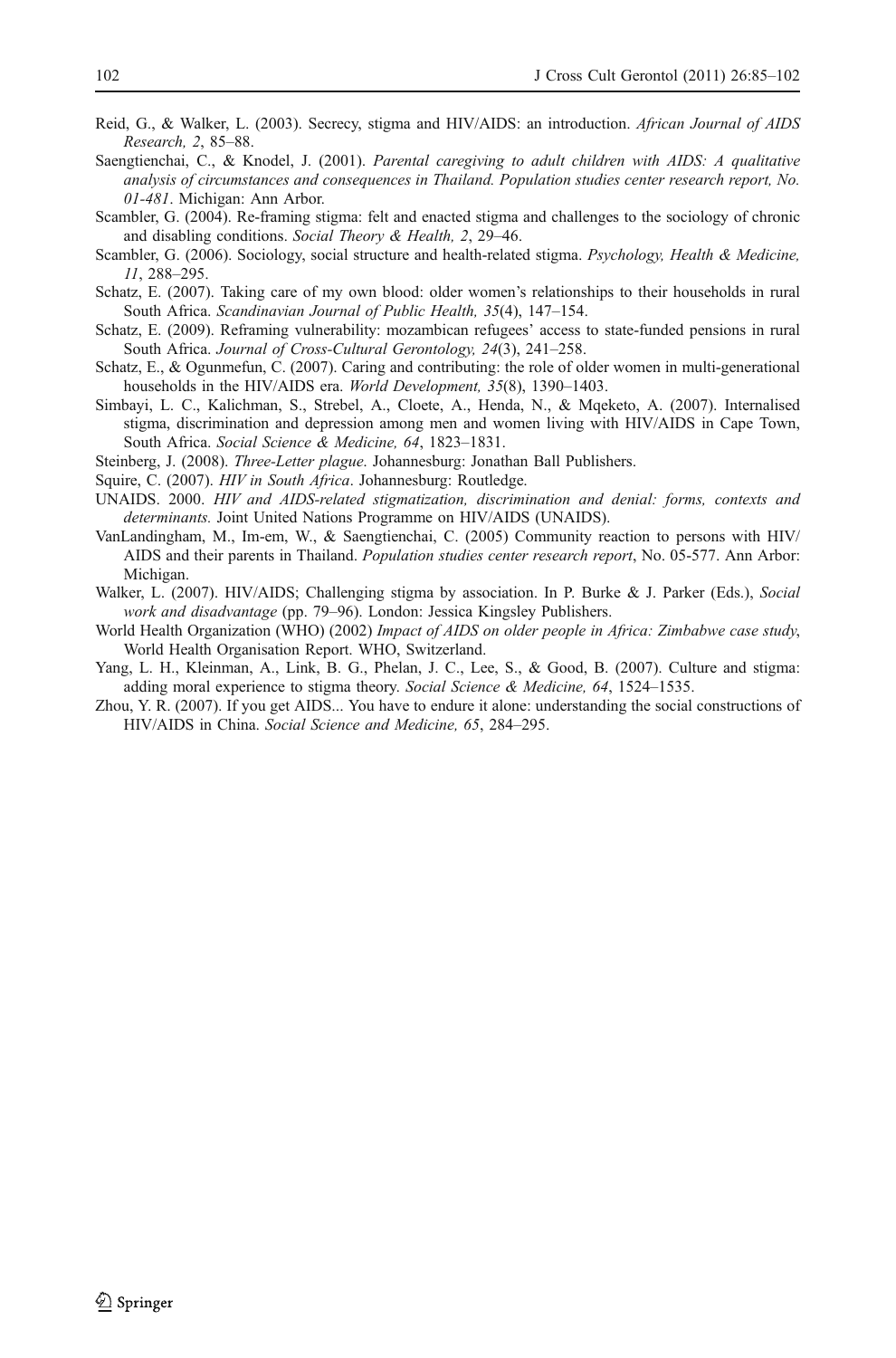Reid, G., & Walker, L. (2003). Secrecy, stigma and HIV/AIDS: an introduction. *African Journal of AIDS Research, 2*, 85–88.

Saengtienchai, C., & Knodel, J. (2001). *Parental caregiving to adult children with AIDS: A qualitative analysis of circumstances and consequences in Thailand. Population studies center research report, No. 01-481*. Michigan: Ann Arbor.

Scambler, G. (2004). Re-framing stigma: felt and enacted stigma and challenges to the sociology of chronic and disabling conditions. *Social Theory & Health, 2*, 29–46.

Scambler, G. (2006). Sociology, social structure and health-related stigma. *Psychology, Health & Medicine, 11*, 288–295.

Schatz, E. (2007). Taking care of my own blood: older women's relationships to their households in rural South Africa. *Scandinavian Journal of Public Health, 35*(4), 147–154.

Schatz, E. (2009). Reframing vulnerability: mozambican refugees' access to state-funded pensions in rural South Africa. *Journal of Cross-Cultural Gerontology, 24*(3), 241–258.

Schatz, E., & Ogunmefun, C. (2007). Caring and contributing: the role of older women in multi-generational households in the HIV/AIDS era. *World Development, 35*(8), 1390–1403.

Simbayi, L. C., Kalichman, S., Strebel, A., Cloete, A., Henda, N., & Mqeketo, A. (2007). Internalised stigma, discrimination and depression among men and women living with HIV/AIDS in Cape Town, South Africa. *Social Science & Medicine, 64*, 1823–1831.

Steinberg, J. (2008). *Three-Letter plague*. Johannesburg: Jonathan Ball Publishers.

Squire, C. (2007). *HIV in South Africa*. Johannesburg: Routledge.

UNAIDS. 2000. *HIV and AIDS-related stigmatization, discrimination and denial: forms, contexts and determinants.* Joint United Nations Programme on HIV/AIDS (UNAIDS).

VanLandingham, M., Im-em, W., & Saengtienchai, C. (2005) Community reaction to persons with HIV/AIDS and their parents in Thailand. *Population studies center research report*, No. 05-577. Ann Arbor: Michigan.

Walker, L. (2007). HIV/AIDS; Challenging stigma by association. In P. Burke & J. Parker (Eds.), *Social work and disadvantage* (pp. 79–96). London: Jessica Kingsley Publishers.

World Health Organization (WHO) (2002) *Impact of AIDS on older people in Africa: Zimbabwe case study*, World Health Organisation Report. WHO, Switzerland.

Yang, L. H., Kleinman, A., Link, B. G., Phelan, J. C., Lee, S., & Good, B. (2007). Culture and stigma: adding moral experience to stigma theory. *Social Science & Medicine, 64*, 1524–1535.

Zhou, Y. R. (2007). If you get AIDS... You have to endure it alone: understanding the social constructions of HIV/AIDS in China. *Social Science and Medicine, 65*, 284–295.